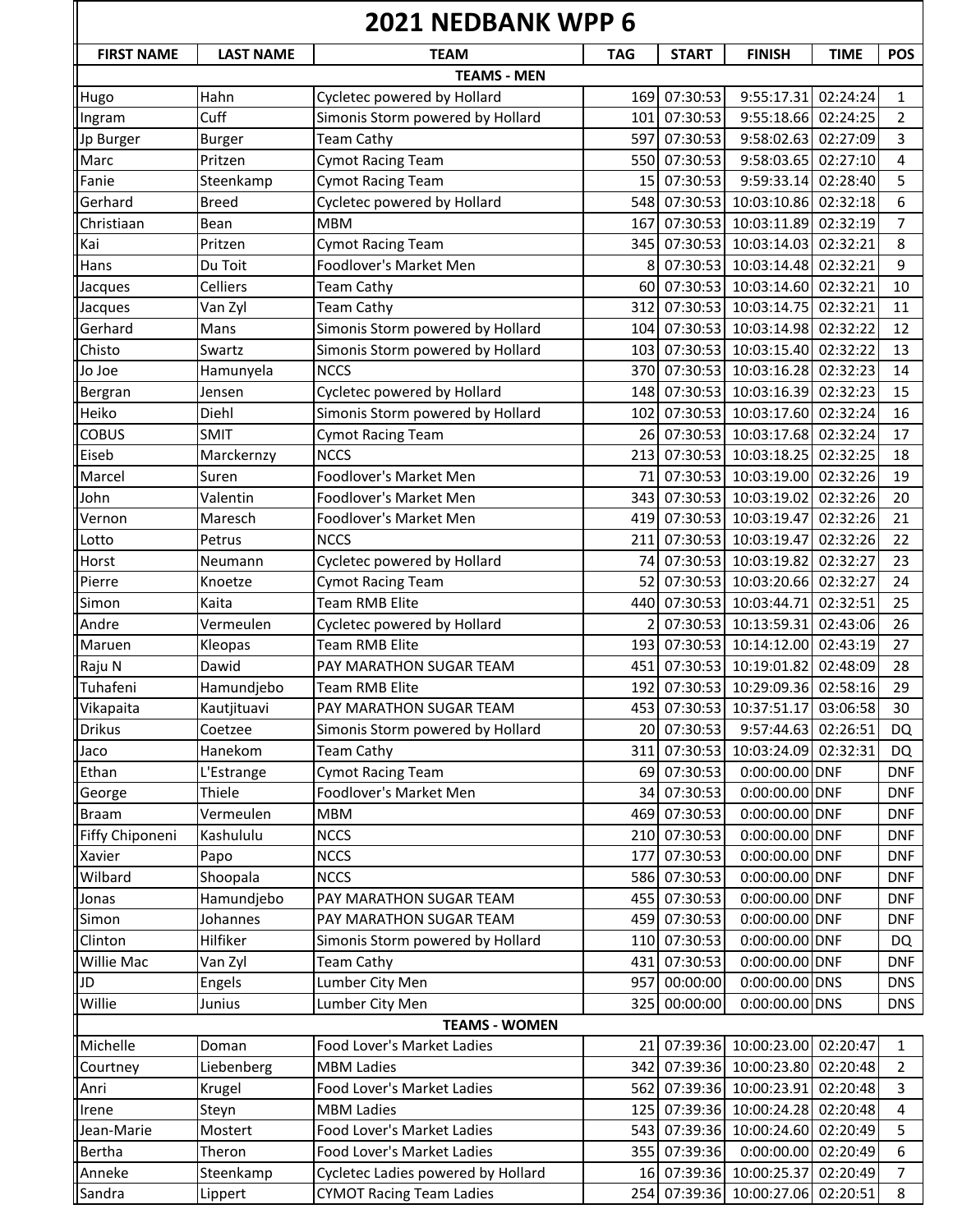# 2021 NEDBANK WPP 6

| FIRST NAME | LAST NAME | TEAM | TAG | START | FINISH | TIME | POS |
|---|---|---|---|---|---|---|---|
| **TEAMS - MEN** | | | | | | | |
| Hugo | Hahn | Cycletec powered by Hollard | 169 | 07:30:53 | 9:55:17.31 | 02:24:24 | 1 |
| Ingram | Cuff | Simonis Storm powered by Hollard | 101 | 07:30:53 | 9:55:18.66 | 02:24:25 | 2 |
| Jp Burger | Burger | Team Cathy | 597 | 07:30:53 | 9:58:02.63 | 02:27:09 | 3 |
| Marc | Pritzen | Cymot Racing Team | 550 | 07:30:53 | 9:58:03.65 | 02:27:10 | 4 |
| Fanie | Steenkamp | Cymot Racing Team | 15 | 07:30:53 | 9:59:33.14 | 02:28:40 | 5 |
| Gerhard | Breed | Cycletec powered by Hollard | 548 | 07:30:53 | 10:03:10.86 | 02:32:18 | 6 |
| Christiaan | Bean | MBM | 167 | 07:30:53 | 10:03:11.89 | 02:32:19 | 7 |
| Kai | Pritzen | Cymot Racing Team | 345 | 07:30:53 | 10:03:14.03 | 02:32:21 | 8 |
| Hans | Du Toit | Foodlover's Market Men | 8 | 07:30:53 | 10:03:14.48 | 02:32:21 | 9 |
| Jacques | Celliers | Team Cathy | 60 | 07:30:53 | 10:03:14.60 | 02:32:21 | 10 |
| Jacques | Van Zyl | Team Cathy | 312 | 07:30:53 | 10:03:14.75 | 02:32:21 | 11 |
| Gerhard | Mans | Simonis Storm powered by Hollard | 104 | 07:30:53 | 10:03:14.98 | 02:32:22 | 12 |
| Chisto | Swartz | Simonis Storm powered by Hollard | 103 | 07:30:53 | 10:03:15.40 | 02:32:22 | 13 |
| Jo Joe | Hamunyela | NCCS | 370 | 07:30:53 | 10:03:16.28 | 02:32:23 | 14 |
| Bergran | Jensen | Cycletec powered by Hollard | 148 | 07:30:53 | 10:03:16.39 | 02:32:23 | 15 |
| Heiko | Diehl | Simonis Storm powered by Hollard | 102 | 07:30:53 | 10:03:17.60 | 02:32:24 | 16 |
| COBUS | SMIT | Cymot Racing Team | 26 | 07:30:53 | 10:03:17.68 | 02:32:24 | 17 |
| Eiseb | Marckernzy | NCCS | 213 | 07:30:53 | 10:03:18.25 | 02:32:25 | 18 |
| Marcel | Suren | Foodlover's Market Men | 71 | 07:30:53 | 10:03:19.00 | 02:32:26 | 19 |
| John | Valentin | Foodlover's Market Men | 343 | 07:30:53 | 10:03:19.02 | 02:32:26 | 20 |
| Vernon | Maresch | Foodlover's Market Men | 419 | 07:30:53 | 10:03:19.47 | 02:32:26 | 21 |
| Lotto | Petrus | NCCS | 211 | 07:30:53 | 10:03:19.47 | 02:32:26 | 22 |
| Horst | Neumann | Cycletec powered by Hollard | 74 | 07:30:53 | 10:03:19.82 | 02:32:27 | 23 |
| Pierre | Knoetze | Cymot Racing Team | 52 | 07:30:53 | 10:03:20.66 | 02:32:27 | 24 |
| Simon | Kaita | Team RMB Elite | 440 | 07:30:53 | 10:03:44.71 | 02:32:51 | 25 |
| Andre | Vermeulen | Cycletec powered by Hollard | 2 | 07:30:53 | 10:13:59.31 | 02:43:06 | 26 |
| Maruen | Kleopas | Team RMB Elite | 193 | 07:30:53 | 10:14:12.00 | 02:43:19 | 27 |
| Raju N | Dawid | PAY MARATHON SUGAR TEAM | 451 | 07:30:53 | 10:19:01.82 | 02:48:09 | 28 |
| Tuhafeni | Hamundjebo | Team RMB Elite | 192 | 07:30:53 | 10:29:09.36 | 02:58:16 | 29 |
| Vikapaita | Kautjituavi | PAY MARATHON SUGAR TEAM | 453 | 07:30:53 | 10:37:51.17 | 03:06:58 | 30 |
| Drikus | Coetzee | Simonis Storm powered by Hollard | 20 | 07:30:53 | 9:57:44.63 | 02:26:51 | DQ |
| Jaco | Hanekom | Team Cathy | 311 | 07:30:53 | 10:03:24.09 | 02:32:31 | DQ |
| Ethan | L'Estrange | Cymot Racing Team | 69 | 07:30:53 | 0:00:00.00 | DNF | DNF |
| George | Thiele | Foodlover's Market Men | 34 | 07:30:53 | 0:00:00.00 | DNF | DNF |
| Braam | Vermeulen | MBM | 469 | 07:30:53 | 0:00:00.00 | DNF | DNF |
| Fiffy Chiponeni | Kashululu | NCCS | 210 | 07:30:53 | 0:00:00.00 | DNF | DNF |
| Xavier | Papo | NCCS | 177 | 07:30:53 | 0:00:00.00 | DNF | DNF |
| Wilbard | Shoopala | NCCS | 586 | 07:30:53 | 0:00:00.00 | DNF | DNF |
| Jonas | Hamundjebo | PAY MARATHON SUGAR TEAM | 455 | 07:30:53 | 0:00:00.00 | DNF | DNF |
| Simon | Johannes | PAY MARATHON SUGAR TEAM | 459 | 07:30:53 | 0:00:00.00 | DNF | DNF |
| Clinton | Hilfiker | Simonis Storm powered by Hollard | 110 | 07:30:53 | 0:00:00.00 | DNF | DQ |
| Willie Mac | Van Zyl | Team Cathy | 431 | 07:30:53 | 0:00:00.00 | DNF | DNF |
| JD | Engels | Lumber City Men | 957 | 00:00:00 | 0:00:00.00 | DNS | DNS |
| Willie | Junius | Lumber City Men | 325 | 00:00:00 | 0:00:00.00 | DNS | DNS |
| **TEAMS - WOMEN** | | | | | | | |
| Michelle | Doman | Food Lover's Market Ladies | 21 | 07:39:36 | 10:00:23.00 | 02:20:47 | 1 |
| Courtney | Liebenberg | MBM Ladies | 342 | 07:39:36 | 10:00:23.80 | 02:20:48 | 2 |
| Anri | Krugel | Food Lover's Market Ladies | 562 | 07:39:36 | 10:00:23.91 | 02:20:48 | 3 |
| Irene | Steyn | MBM Ladies | 125 | 07:39:36 | 10:00:24.28 | 02:20:48 | 4 |
| Jean-Marie | Mostert | Food Lover's Market Ladies | 543 | 07:39:36 | 10:00:24.60 | 02:20:49 | 5 |
| Bertha | Theron | Food Lover's Market Ladies | 355 | 07:39:36 | 0:00:00.00 | 02:20:49 | 6 |
| Anneke | Steenkamp | Cycletec Ladies powered by Hollard | 16 | 07:39:36 | 10:00:25.37 | 02:20:49 | 7 |
| Sandra | Lippert | CYMOT Racing Team Ladies | 254 | 07:39:36 | 10:00:27.06 | 02:20:51 | 8 |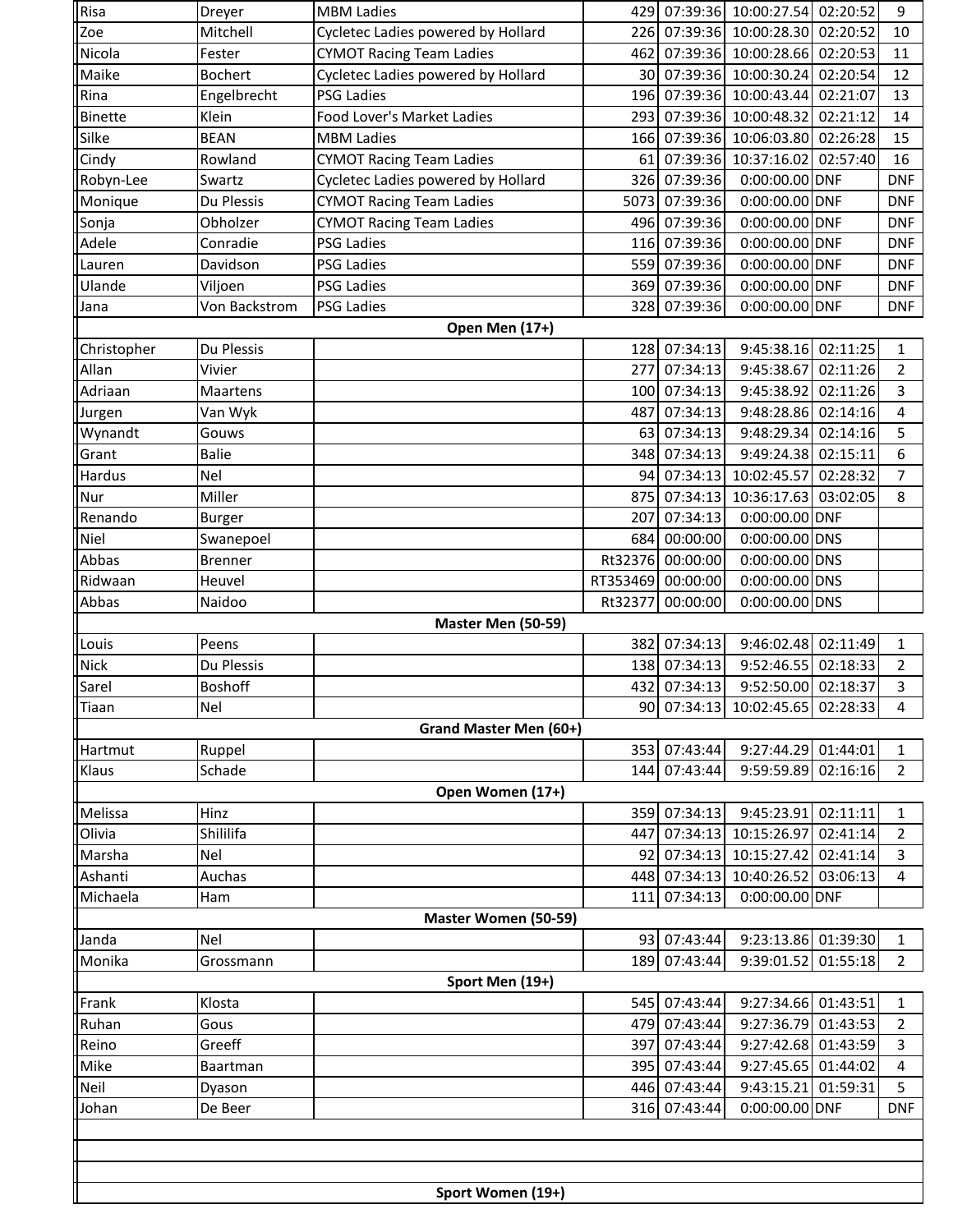| | | | | | | | |
|---|---|---|---|---|---|---|---|
| Risa | Dreyer | MBM Ladies | 429 | 07:39:36 | 10:00:27.54 | 02:20:52 | 9 |
| Zoe | Mitchell | Cycletec Ladies powered by Hollard | 226 | 07:39:36 | 10:00:28.30 | 02:20:52 | 10 |
| Nicola | Fester | CYMOT Racing Team Ladies | 462 | 07:39:36 | 10:00:28.66 | 02:20:53 | 11 |
| Maike | Bochert | Cycletec Ladies powered by Hollard | 30 | 07:39:36 | 10:00:30.24 | 02:20:54 | 12 |
| Rina | Engelbrecht | PSG Ladies | 196 | 07:39:36 | 10:00:43.44 | 02:21:07 | 13 |
| Binette | Klein | Food Lover's Market Ladies | 293 | 07:39:36 | 10:00:48.32 | 02:21:12 | 14 |
| Silke | BEAN | MBM Ladies | 166 | 07:39:36 | 10:06:03.80 | 02:26:28 | 15 |
| Cindy | Rowland | CYMOT Racing Team Ladies | 61 | 07:39:36 | 10:37:16.02 | 02:57:40 | 16 |
| Robyn-Lee | Swartz | Cycletec Ladies powered by Hollard | 326 | 07:39:36 | 0:00:00.00 | DNF | DNF |
| Monique | Du Plessis | CYMOT Racing Team Ladies | 5073 | 07:39:36 | 0:00:00.00 | DNF | DNF |
| Sonja | Obholzer | CYMOT Racing Team Ladies | 496 | 07:39:36 | 0:00:00.00 | DNF | DNF |
| Adele | Conradie | PSG Ladies | 116 | 07:39:36 | 0:00:00.00 | DNF | DNF |
| Lauren | Davidson | PSG Ladies | 559 | 07:39:36 | 0:00:00.00 | DNF | DNF |
| Ulande | Viljoen | PSG Ladies | 369 | 07:39:36 | 0:00:00.00 | DNF | DNF |
| Jana | Von Backstrom | PSG Ladies | 328 | 07:39:36 | 0:00:00.00 | DNF | DNF |
| **Open Men (17+)** | | | | | | | |
| Christopher | Du Plessis | | 128 | 07:34:13 | 9:45:38.16 | 02:11:25 | 1 |
| Allan | Vivier | | 277 | 07:34:13 | 9:45:38.67 | 02:11:26 | 2 |
| Adriaan | Maartens | | 100 | 07:34:13 | 9:45:38.92 | 02:11:26 | 3 |
| Jurgen | Van Wyk | | 487 | 07:34:13 | 9:48:28.86 | 02:14:16 | 4 |
| Wynandt | Gouws | | 63 | 07:34:13 | 9:48:29.34 | 02:14:16 | 5 |
| Grant | Balie | | 348 | 07:34:13 | 9:49:24.38 | 02:15:11 | 6 |
| Hardus | Nel | | 94 | 07:34:13 | 10:02:45.57 | 02:28:32 | 7 |
| Nur | Miller | | 875 | 07:34:13 | 10:36:17.63 | 03:02:05 | 8 |
| Renando | Burger | | 207 | 07:34:13 | 0:00:00.00 | DNF | |
| Niel | Swanepoel | | 684 | 00:00:00 | 0:00:00.00 | DNS | |
| Abbas | Brenner | | Rt32376 | 00:00:00 | 0:00:00.00 | DNS | |
| Ridwaan | Heuvel | | RT353469 | 00:00:00 | 0:00:00.00 | DNS | |
| Abbas | Naidoo | | Rt32377 | 00:00:00 | 0:00:00.00 | DNS | |
| **Master Men (50-59)** | | | | | | | |
| Louis | Peens | | 382 | 07:34:13 | 9:46:02.48 | 02:11:49 | 1 |
| Nick | Du Plessis | | 138 | 07:34:13 | 9:52:46.55 | 02:18:33 | 2 |
| Sarel | Boshoff | | 432 | 07:34:13 | 9:52:50.00 | 02:18:37 | 3 |
| Tiaan | Nel | | 90 | 07:34:13 | 10:02:45.65 | 02:28:33 | 4 |
| **Grand Master Men (60+)** | | | | | | | |
| Hartmut | Ruppel | | 353 | 07:43:44 | 9:27:44.29 | 01:44:01 | 1 |
| Klaus | Schade | | 144 | 07:43:44 | 9:59:59.89 | 02:16:16 | 2 |
| **Open Women (17+)** | | | | | | | |
| Melissa | Hinz | | 359 | 07:34:13 | 9:45:23.91 | 02:11:11 | 1 |
| Olivia | Shililifa | | 447 | 07:34:13 | 10:15:26.97 | 02:41:14 | 2 |
| Marsha | Nel | | 92 | 07:34:13 | 10:15:27.42 | 02:41:14 | 3 |
| Ashanti | Auchas | | 448 | 07:34:13 | 10:40:26.52 | 03:06:13 | 4 |
| Michaela | Ham | | 111 | 07:34:13 | 0:00:00.00 | DNF | |
| **Master Women (50-59)** | | | | | | | |
| Janda | Nel | | 93 | 07:43:44 | 9:23:13.86 | 01:39:30 | 1 |
| Monika | Grossmann | | 189 | 07:43:44 | 9:39:01.52 | 01:55:18 | 2 |
| **Sport Men (19+)** | | | | | | | |
| Frank | Klosta | | 545 | 07:43:44 | 9:27:34.66 | 01:43:51 | 1 |
| Ruhan | Gous | | 479 | 07:43:44 | 9:27:36.79 | 01:43:53 | 2 |
| Reino | Greeff | | 397 | 07:43:44 | 9:27:42.68 | 01:43:59 | 3 |
| Mike | Baartman | | 395 | 07:43:44 | 9:27:45.65 | 01:44:02 | 4 |
| Neil | Dyason | | 446 | 07:43:44 | 9:43:15.21 | 01:59:31 | 5 |
| Johan | De Beer | | 316 | 07:43:44 | 0:00:00.00 | DNF | DNF |
| **Sport Women (19+)** | | | | | | | |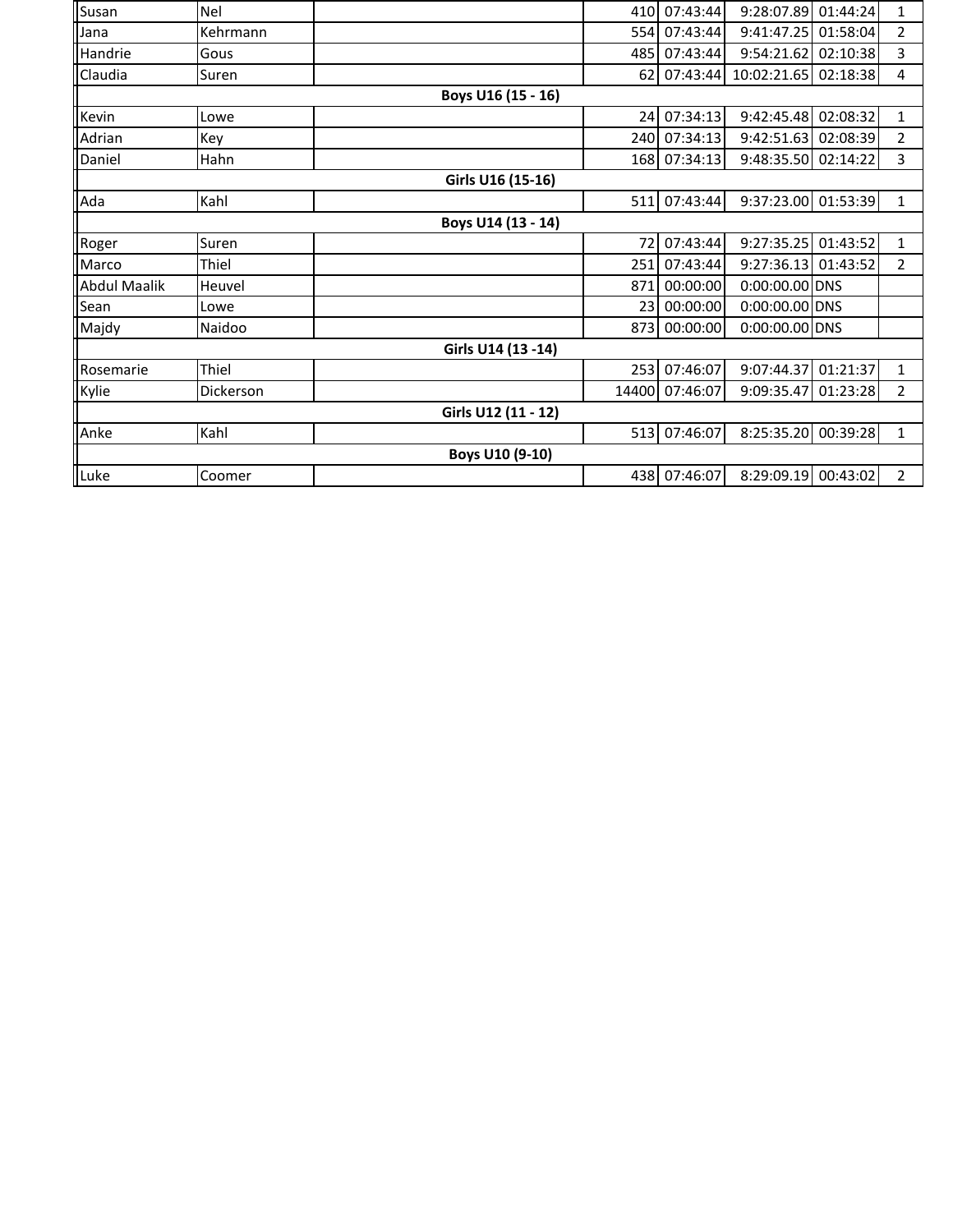| | | | | | | | |
|---|---|---|---|---|---|---|---|
| Susan | Nel | | 410 | 07:43:44 | 9:28:07.89 | 01:44:24 | 1 |
| Jana | Kehrmann | | 554 | 07:43:44 | 9:41:47.25 | 01:58:04 | 2 |
| Handrie | Gous | | 485 | 07:43:44 | 9:54:21.62 | 02:10:38 | 3 |
| Claudia | Suren | | 62 | 07:43:44 | 10:02:21.65 | 02:18:38 | 4 |
| **Boys U16 (15 - 16)** | | | | | | | |
| Kevin | Lowe | | 24 | 07:34:13 | 9:42:45.48 | 02:08:32 | 1 |
| Adrian | Key | | 240 | 07:34:13 | 9:42:51.63 | 02:08:39 | 2 |
| Daniel | Hahn | | 168 | 07:34:13 | 9:48:35.50 | 02:14:22 | 3 |
| **Girls U16 (15-16)** | | | | | | | |
| Ada | Kahl | | 511 | 07:43:44 | 9:37:23.00 | 01:53:39 | 1 |
| **Boys U14 (13 - 14)** | | | | | | | |
| Roger | Suren | | 72 | 07:43:44 | 9:27:35.25 | 01:43:52 | 1 |
| Marco | Thiel | | 251 | 07:43:44 | 9:27:36.13 | 01:43:52 | 2 |
| Abdul Maalik | Heuvel | | 871 | 00:00:00 | 0:00:00.00 | DNS | |
| Sean | Lowe | | 23 | 00:00:00 | 0:00:00.00 | DNS | |
| Majdy | Naidoo | | 873 | 00:00:00 | 0:00:00.00 | DNS | |
| **Girls U14 (13 -14)** | | | | | | | |
| Rosemarie | Thiel | | 253 | 07:46:07 | 9:07:44.37 | 01:21:37 | 1 |
| Kylie | Dickerson | | 14400 | 07:46:07 | 9:09:35.47 | 01:23:28 | 2 |
| **Girls U12 (11 - 12)** | | | | | | | |
| Anke | Kahl | | 513 | 07:46:07 | 8:25:35.20 | 00:39:28 | 1 |
| **Boys U10 (9-10)** | | | | | | | |
| Luke | Coomer | | 438 | 07:46:07 | 8:29:09.19 | 00:43:02 | 2 |